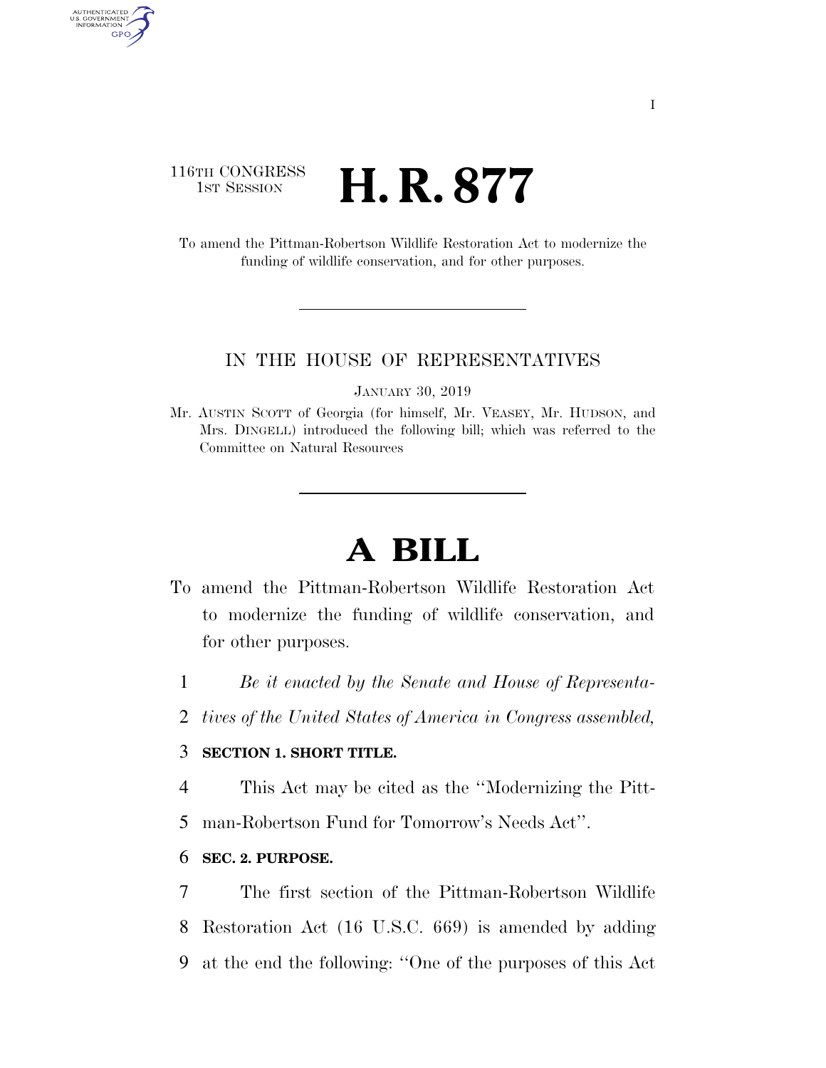116TH CONGRESS
1ST SESSION

# H. R. 877

To amend the Pittman-Robertson Wildlife Restoration Act to modernize the funding of wildlife conservation, and for other purposes.

IN THE HOUSE OF REPRESENTATIVES

JANUARY 30, 2019

Mr. AUSTIN SCOTT of Georgia (for himself, Mr. VEASEY, Mr. HUDSON, and Mrs. DINGELL) introduced the following bill; which was referred to the Committee on Natural Resources

# A BILL

To amend the Pittman-Robertson Wildlife Restoration Act to modernize the funding of wildlife conservation, and for other purposes.

1 *Be it enacted by the Senate and House of Representa-*
2 *tives of the United States of America in Congress assembled,*

3 **SECTION 1. SHORT TITLE.**

4 This Act may be cited as the ''Modernizing the Pitt-
5 man-Robertson Fund for Tomorrow's Needs Act''.

6 **SEC. 2. PURPOSE.**

7 The first section of the Pittman-Robertson Wildlife
8 Restoration Act (16 U.S.C. 669) is amended by adding
9 at the end the following: ''One of the purposes of this Act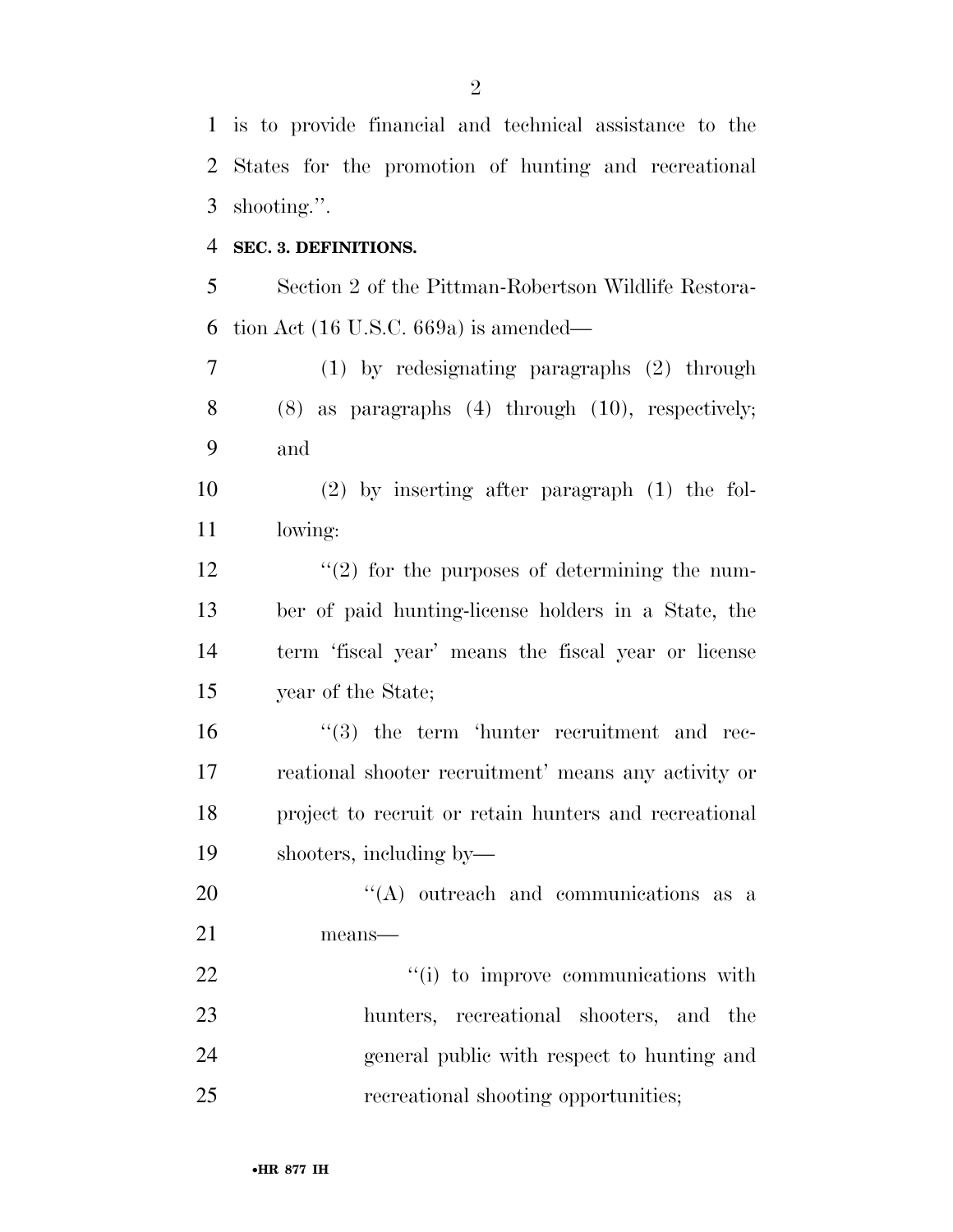is to provide financial and technical assistance to the States for the promotion of hunting and recreational shooting.''.

**SEC. 3. DEFINITIONS.**

Section 2 of the Pittman-Robertson Wildlife Restoration Act (16 U.S.C. 669a) is amended—

(1) by redesignating paragraphs (2) through (8) as paragraphs (4) through (10), respectively; and

(2) by inserting after paragraph (1) the following:

''(2) for the purposes of determining the number of paid hunting-license holders in a State, the term 'fiscal year' means the fiscal year or license year of the State;

''(3) the term 'hunter recruitment and recreational shooter recruitment' means any activity or project to recruit or retain hunters and recreational shooters, including by—

''(A) outreach and communications as a means—

''(i) to improve communications with hunters, recreational shooters, and the general public with respect to hunting and recreational shooting opportunities;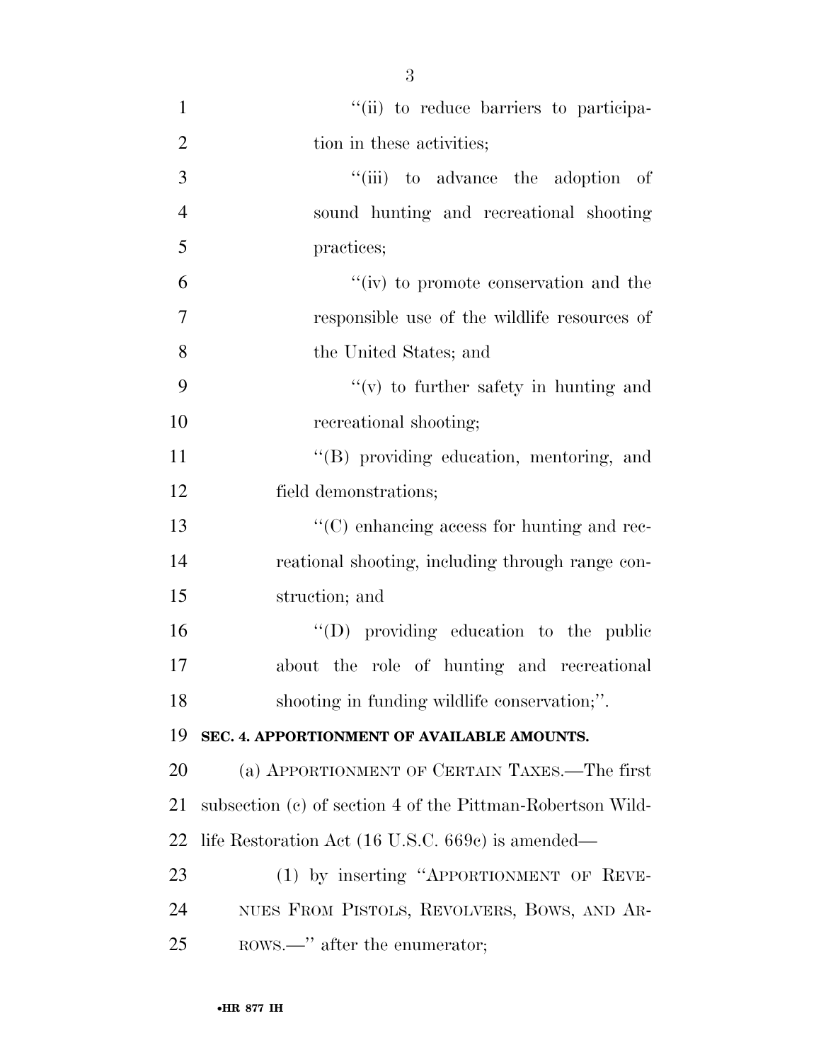''(ii) to reduce barriers to participation in these activities;

''(iii) to advance the adoption of sound hunting and recreational shooting practices;

''(iv) to promote conservation and the responsible use of the wildlife resources of the United States; and

''(v) to further safety in hunting and recreational shooting;

''(B) providing education, mentoring, and field demonstrations;

''(C) enhancing access for hunting and recreational shooting, including through range construction; and

''(D) providing education to the public about the role of hunting and recreational shooting in funding wildlife conservation;''.

**SEC. 4. APPORTIONMENT OF AVAILABLE AMOUNTS.**

(a) APPORTIONMENT OF CERTAIN TAXES.—The first subsection (c) of section 4 of the Pittman-Robertson Wildlife Restoration Act (16 U.S.C. 669c) is amended—

(1) by inserting ''APPORTIONMENT OF REVENUES FROM PISTOLS, REVOLVERS, BOWS, AND ARROWS.—'' after the enumerator;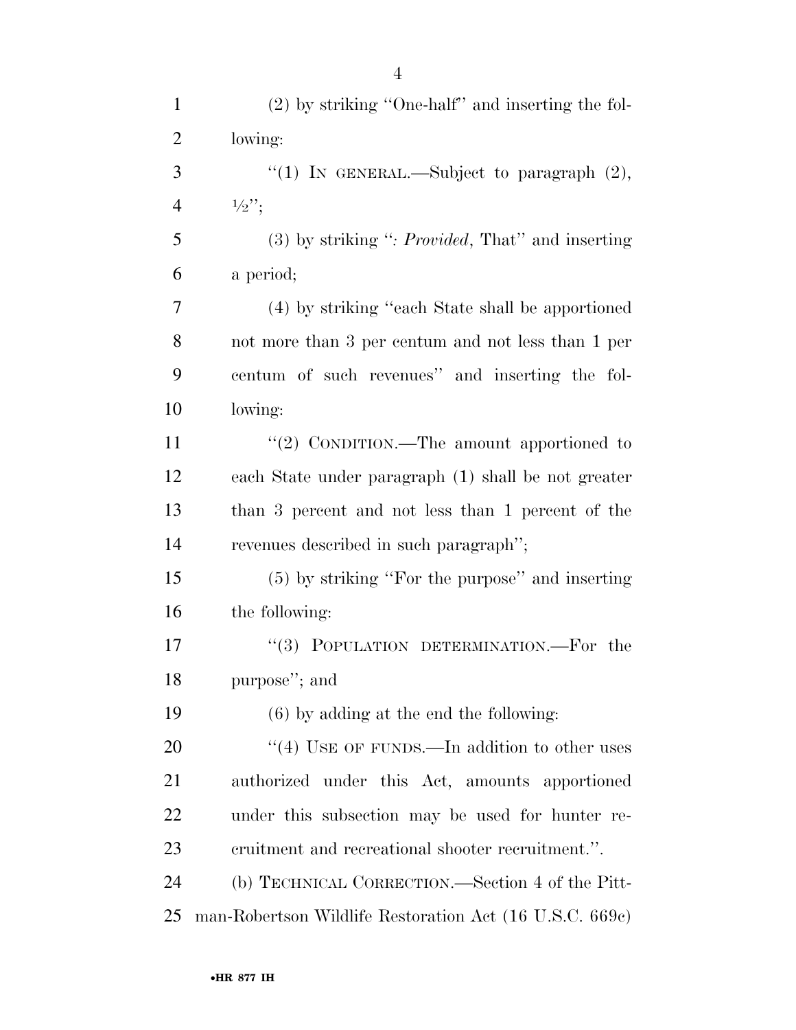(2) by striking "One-half" and inserting the following:

"(1) IN GENERAL.—Subject to paragraph (2), ½";

(3) by striking ": *Provided*, That" and inserting a period;

(4) by striking "each State shall be apportioned not more than 3 per centum and not less than 1 per centum of such revenues" and inserting the following:

"(2) CONDITION.—The amount apportioned to each State under paragraph (1) shall be not greater than 3 percent and not less than 1 percent of the revenues described in such paragraph";

(5) by striking "For the purpose" and inserting the following:

"(3) POPULATION DETERMINATION.—For the purpose"; and

(6) by adding at the end the following:

"(4) USE OF FUNDS.—In addition to other uses authorized under this Act, amounts apportioned under this subsection may be used for hunter recruitment and recreational shooter recruitment.".

(b) TECHNICAL CORRECTION.—Section 4 of the Pittman-Robertson Wildlife Restoration Act (16 U.S.C. 669c)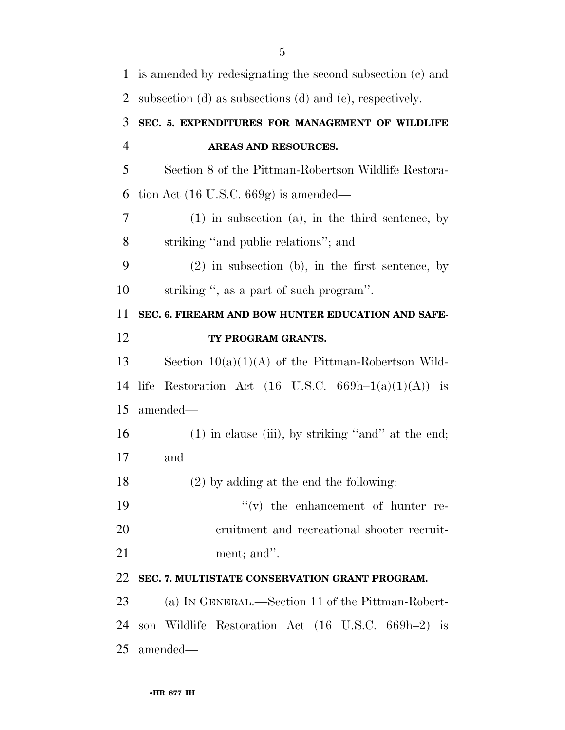is amended by redesignating the second subsection (c) and subsection (d) as subsections (d) and (e), respectively.

**SEC. 5. EXPENDITURES FOR MANAGEMENT OF WILDLIFE AREAS AND RESOURCES.**

Section 8 of the Pittman-Robertson Wildlife Restoration Act (16 U.S.C. 669g) is amended—

(1) in subsection (a), in the third sentence, by striking "and public relations"; and

(2) in subsection (b), in the first sentence, by striking ", as a part of such program".

**SEC. 6. FIREARM AND BOW HUNTER EDUCATION AND SAFETY PROGRAM GRANTS.**

Section 10(a)(1)(A) of the Pittman-Robertson Wildlife Restoration Act (16 U.S.C. 669h–1(a)(1)(A)) is amended—

(1) in clause (iii), by striking "and" at the end; and

(2) by adding at the end the following:

"(v) the enhancement of hunter recruitment and recreational shooter recruitment; and".

**SEC. 7. MULTISTATE CONSERVATION GRANT PROGRAM.**

(a) IN GENERAL.—Section 11 of the Pittman-Robertson Wildlife Restoration Act (16 U.S.C. 669h–2) is amended—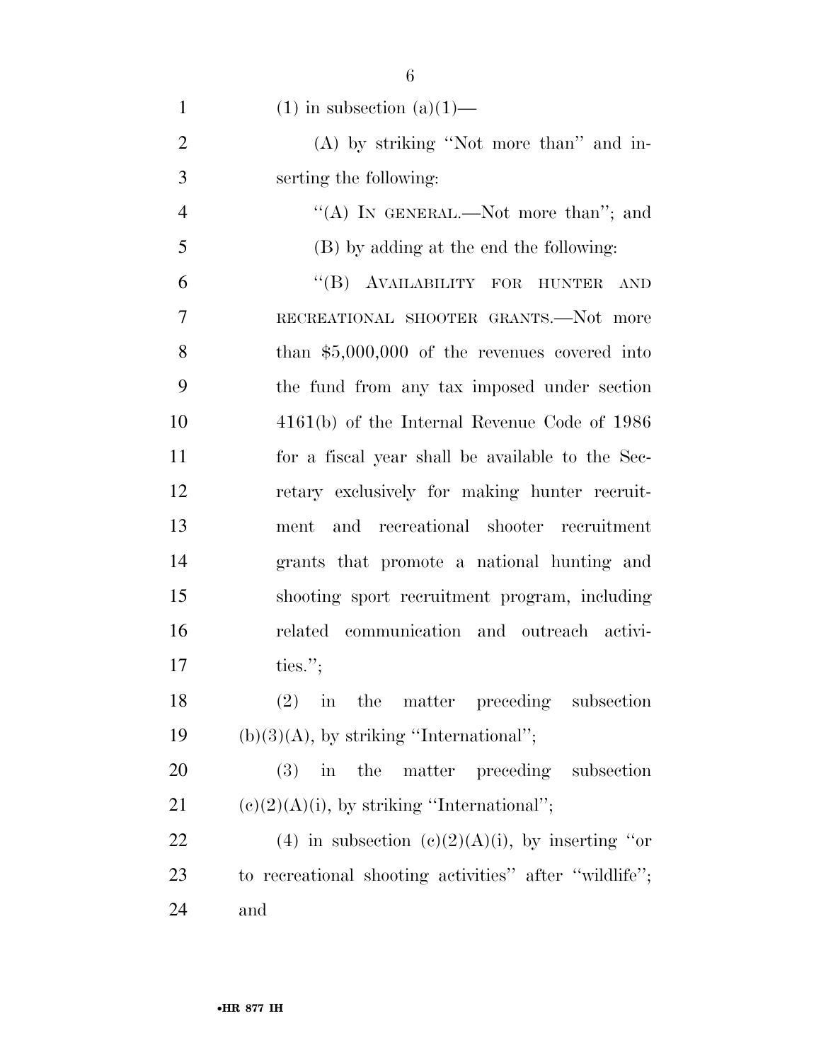(1) in subsection (a)(1)—

(A) by striking ''Not more than'' and inserting the following:

''(A) IN GENERAL.—Not more than''; and

(B) by adding at the end the following:

''(B) AVAILABILITY FOR HUNTER AND RECREATIONAL SHOOTER GRANTS.—Not more than $5,000,000 of the revenues covered into the fund from any tax imposed under section 4161(b) of the Internal Revenue Code of 1986 for a fiscal year shall be available to the Secretary exclusively for making hunter recruitment and recreational shooter recruitment grants that promote a national hunting and shooting sport recruitment program, including related communication and outreach activities.'';

(2) in the matter preceding subsection (b)(3)(A), by striking ''International'';

(3) in the matter preceding subsection (c)(2)(A)(i), by striking ''International'';

(4) in subsection (c)(2)(A)(i), by inserting ''or to recreational shooting activities'' after ''wildlife''; and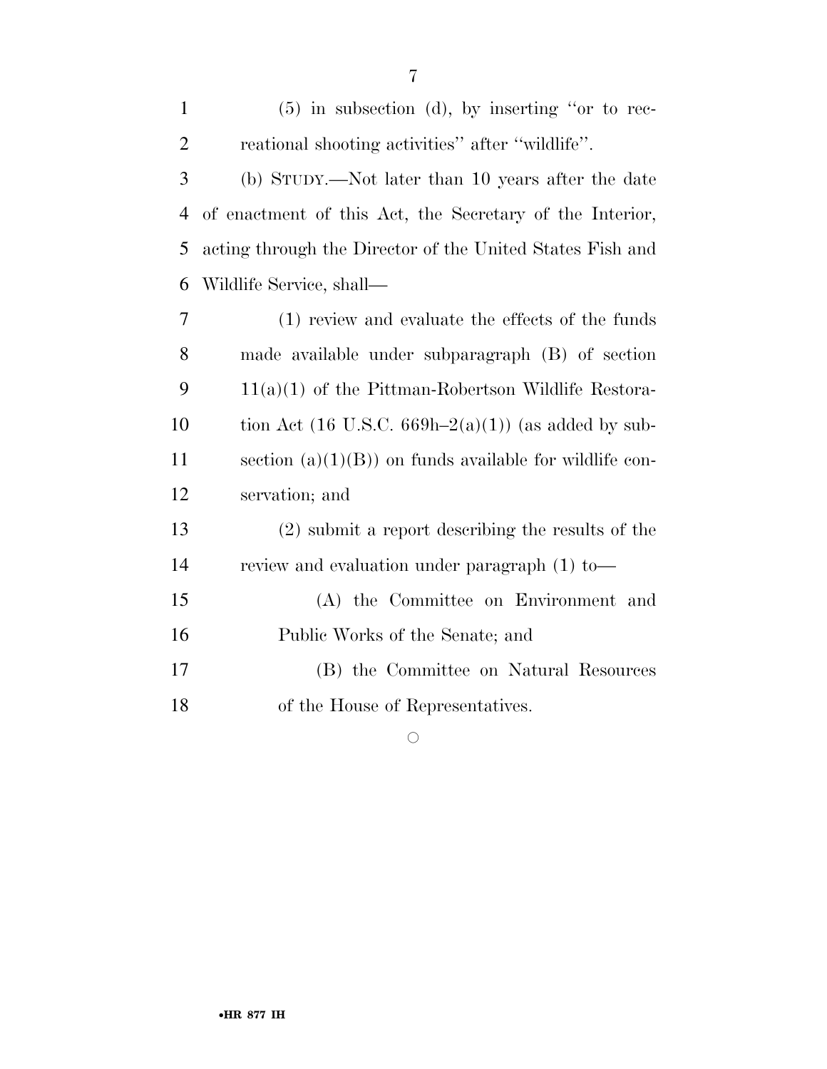(5) in subsection (d), by inserting "or to recreational shooting activities" after "wildlife".

(b) STUDY.—Not later than 10 years after the date of enactment of this Act, the Secretary of the Interior, acting through the Director of the United States Fish and Wildlife Service, shall—

(1) review and evaluate the effects of the funds made available under subparagraph (B) of section 11(a)(1) of the Pittman-Robertson Wildlife Restoration Act (16 U.S.C. 669h–2(a)(1)) (as added by subsection (a)(1)(B)) on funds available for wildlife conservation; and

(2) submit a report describing the results of the review and evaluation under paragraph (1) to—

(A) the Committee on Environment and Public Works of the Senate; and

(B) the Committee on Natural Resources of the House of Representatives.

○